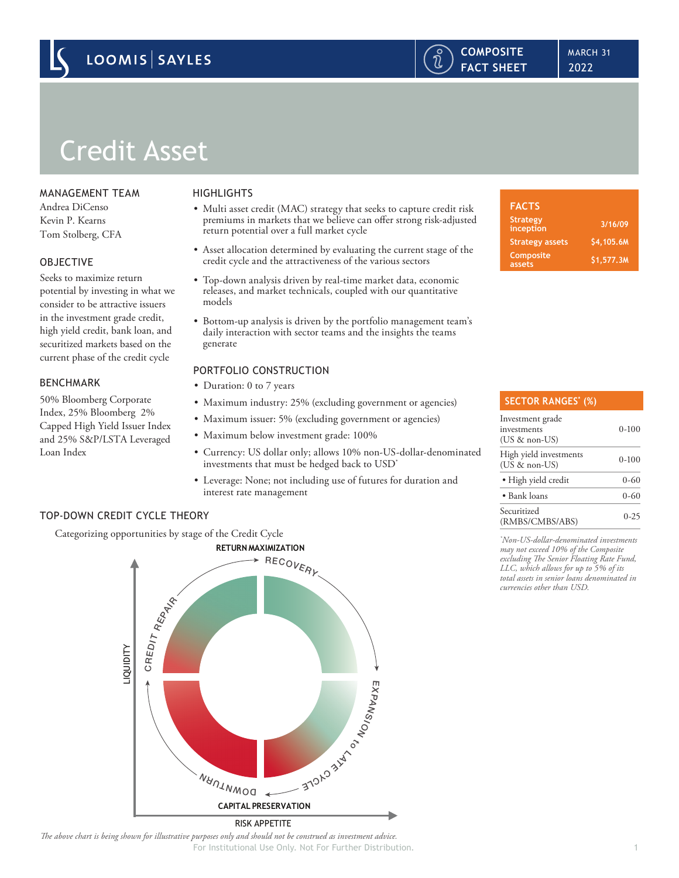# Credit Asset

COMPOSITE FACT SHEET

MARCH 31 2022

## MANAGEMENT TEAM

Andrea DiCenso
Kevin P. Kearns
Tom Stolberg, CFA

## OBJECTIVE

Seeks to maximize return potential by investing in what we consider to be attractive issuers in the investment grade credit, high yield credit, bank loan, and securitized markets based on the current phase of the credit cycle

## BENCHMARK

50% Bloomberg Corporate Index, 25% Bloomberg 2% Capped High Yield Issuer Index and 25% S&P/LSTA Leveraged Loan Index

## HIGHLIGHTS

- Multi asset credit (MAC) strategy that seeks to capture credit risk premiums in markets that we believe can offer strong risk-adjusted return potential over a full market cycle
- Asset allocation determined by evaluating the current stage of the credit cycle and the attractiveness of the various sectors
- Top-down analysis driven by real-time market data, economic releases, and market technicals, coupled with our quantitative models
- Bottom-up analysis is driven by the portfolio management team's daily interaction with sector teams and the insights the teams generate

## PORTFOLIO CONSTRUCTION

- Duration: 0 to 7 years
- Maximum industry: 25% (excluding government or agencies)
- Maximum issuer: 5% (excluding government or agencies)
- Maximum below investment grade: 100%
- Currency: US dollar only; allows 10% non-US-dollar-denominated investments that must be hedged back to USD*
- Leverage: None; not including use of futures for duration and interest rate management

## FACTS

| | |
|---|---|
| Strategy inception | 3/16/09 |
| Strategy assets | $4,105.6M |
| Composite assets | $1,577.3M |

## SECTOR RANGES* (%)

| | |
|---|---|
| Investment grade investments (US & non-US) | 0-100 |
| High yield investments (US & non-US) | 0-100 |
| • High yield credit | 0-60 |
| • Bank loans | 0-60 |
| Securitized (RMBS/CMBS/ABS) | 0-25 |

*\*Non-US-dollar-denominated investments may not exceed 10% of the Composite excluding The Senior Floating Rate Fund, LLC, which allows for up to 5% of its total assets in senior loans denominated in currencies other than USD.*

## TOP-DOWN CREDIT CYCLE THEORY

Categorizing opportunities by stage of the Credit Cycle

RETURN MAXIMIZATION
RECOVERY
EXPANSION to LATE CYCLE
DOWNTURN
CREDIT REPAIR
CAPITAL PRESERVATION
LIQUIDITY
RISK APPETITE

*The above chart is being shown for illustrative purposes only and should not be construed as investment advice.*

For Institutional Use Only. Not For Further Distribution.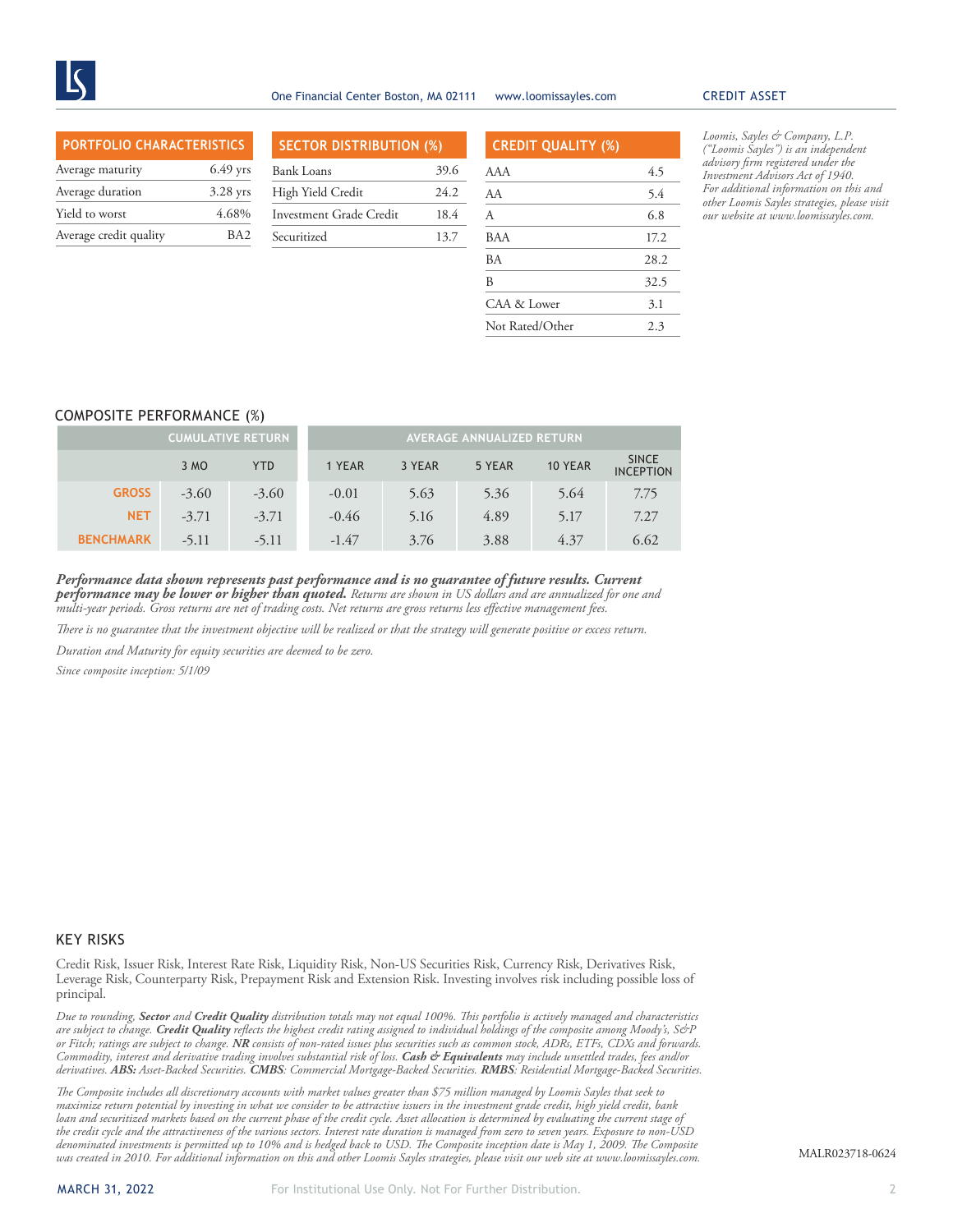One Financial Center Boston, MA 02111 www.loomissayles.com

CREDIT ASSET

| PORTFOLIO CHARACTERISTICS | |
|---|---|
| Average maturity | 6.49 yrs |
| Average duration | 3.28 yrs |
| Yield to worst | 4.68% |
| Average credit quality | BA2 |

| SECTOR DISTRIBUTION (%) | |
|---|---|
| Bank Loans | 39.6 |
| High Yield Credit | 24.2 |
| Investment Grade Credit | 18.4 |
| Securitized | 13.7 |

| CREDIT QUALITY (%) | |
|---|---|
| AAA | 4.5 |
| AA | 5.4 |
| A | 6.8 |
| BAA | 17.2 |
| BA | 28.2 |
| B | 32.5 |
| CAA & Lower | 3.1 |
| Not Rated/Other | 2.3 |

*Loomis, Sayles & Company, L.P. ("Loomis Sayles") is an independent advisory firm registered under the Investment Advisors Act of 1940. For additional information on this and other Loomis Sayles strategies, please visit our website at www.loomissayles.com.*

## COMPOSITE PERFORMANCE (%)

| | CUMULATIVE RETURN | | AVERAGE ANNUALIZED RETURN | | | | |
|---|---|---|---|---|---|---|---|
| | 3 MO | YTD | 1 YEAR | 3 YEAR | 5 YEAR | 10 YEAR | SINCE INCEPTION |
| GROSS | -3.60 | -3.60 | -0.01 | 5.63 | 5.36 | 5.64 | 7.75 |
| NET | -3.71 | -3.71 | -0.46 | 5.16 | 4.89 | 5.17 | 7.27 |
| BENCHMARK | -5.11 | -5.11 | -1.47 | 3.76 | 3.88 | 4.37 | 6.62 |

***Performance data shown represents past performance and is no guarantee of future results. Current performance may be lower or higher than quoted.*** *Returns are shown in US dollars and are annualized for one and multi-year periods. Gross returns are net of trading costs. Net returns are gross returns less effective management fees.*

*There is no guarantee that the investment objective will be realized or that the strategy will generate positive or excess return.*

*Duration and Maturity for equity securities are deemed to be zero.*

*Since composite inception: 5/1/09*

## KEY RISKS

Credit Risk, Issuer Risk, Interest Rate Risk, Liquidity Risk, Non-US Securities Risk, Currency Risk, Derivatives Risk, Leverage Risk, Counterparty Risk, Prepayment Risk and Extension Risk. Investing involves risk including possible loss of principal.

*Due to rounding, **Sector** and **Credit Quality** distribution totals may not equal 100%. This portfolio is actively managed and characteristics are subject to change. **Credit Quality** reflects the highest credit rating assigned to individual holdings of the composite among Moody's, S&P or Fitch; ratings are subject to change. **NR** consists of non-rated issues plus securities such as common stock, ADRs, ETFs, CDXs and forwards. Commodity, interest and derivative trading involves substantial risk of loss. **Cash & Equivalents** may include unsettled trades, fees and/or derivatives. **ABS:** Asset-Backed Securities. **CMBS**: Commercial Mortgage-Backed Securities. **RMBS**: Residential Mortgage-Backed Securities.*

*The Composite includes all discretionary accounts with market values greater than $75 million managed by Loomis Sayles that seek to maximize return potential by investing in what we consider to be attractive issuers in the investment grade credit, high yield credit, bank loan and securitized markets based on the current phase of the credit cycle. Asset allocation is determined by evaluating the current stage of the credit cycle and the attractiveness of the various sectors. Interest rate duration is managed from zero to seven years. Exposure to non-USD denominated investments is permitted up to 10% and is hedged back to USD. The Composite inception date is May 1, 2009. The Composite was created in 2010. For additional information on this and other Loomis Sayles strategies, please visit our web site at www.loomissayles.com.*

MALR023718-0624

MARCH 31, 2022

For Institutional Use Only. Not For Further Distribution.